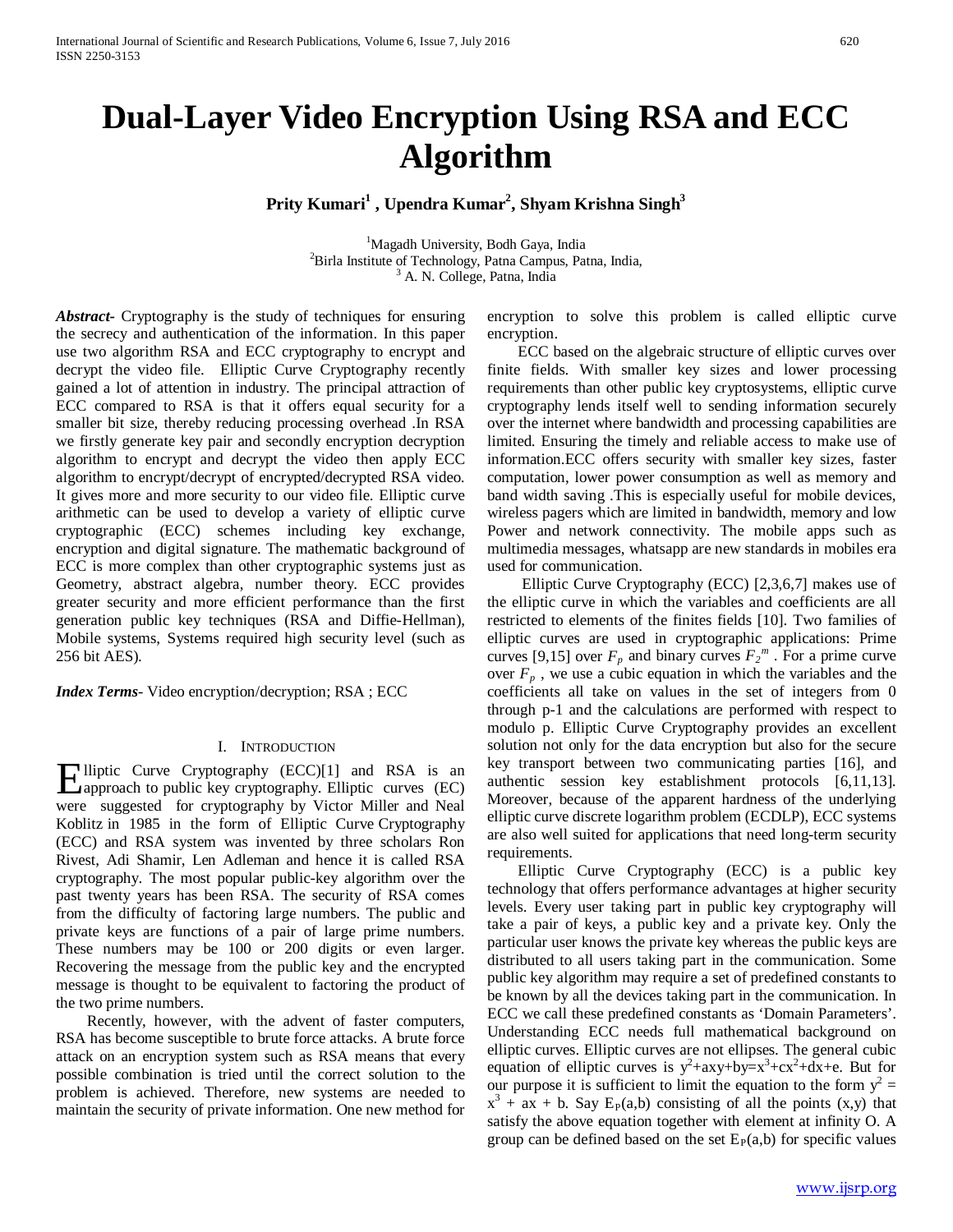# Dual-Layer Video Encryption Using RSA and ECC Algorithm

**Prity Kumari[1] , Upendra Kumar[2], Shyam Krishna Singh[3]**

[1]Magadh University, Bodh Gaya, India
[2]Birla Institute of Technology, Patna Campus, Patna, India,
[3] A. N. College, Patna, India

***Abstract*-** Cryptography is the study of techniques for ensuring the secrecy and authentication of the information. In this paper use two algorithm RSA and ECC cryptography to encrypt and decrypt the video file. Elliptic Curve Cryptography recently gained a lot of attention in industry. The principal attraction of ECC compared to RSA is that it offers equal security for a smaller bit size, thereby reducing processing overhead .In RSA we firstly generate key pair and secondly encryption decryption algorithm to encrypt and decrypt the video then apply ECC algorithm to encrypt/decrypt of encrypted/decrypted RSA video. It gives more and more security to our video file. Elliptic curve arithmetic can be used to develop a variety of elliptic curve cryptographic (ECC) schemes including key exchange, encryption and digital signature. The mathematic background of ECC is more complex than other cryptographic systems just as Geometry, abstract algebra, number theory. ECC provides greater security and more efficient performance than the first generation public key techniques (RSA and Diffie-Hellman), Mobile systems, Systems required high security level (such as 256 bit AES).

***Index Terms*-** Video encryption/decryption; RSA ; ECC

## I. Introduction

Elliptic Curve Cryptography (ECC)[1] and RSA is an approach to public key cryptography. Elliptic curves (EC) were suggested for cryptography by Victor Miller and Neal Koblitz in 1985 in the form of Elliptic Curve Cryptography (ECC) and RSA system was invented by three scholars Ron Rivest, Adi Shamir, Len Adleman and hence it is called RSA cryptography. The most popular public-key algorithm over the past twenty years has been RSA. The security of RSA comes from the difficulty of factoring large numbers. The public and private keys are functions of a pair of large prime numbers. These numbers may be 100 or 200 digits or even larger. Recovering the message from the public key and the encrypted message is thought to be equivalent to factoring the product of the two prime numbers.

Recently, however, with the advent of faster computers, RSA has become susceptible to brute force attacks. A brute force attack on an encryption system such as RSA means that every possible combination is tried until the correct solution to the problem is achieved. Therefore, new systems are needed to maintain the security of private information. One new method for encryption to solve this problem is called elliptic curve encryption.

ECC based on the algebraic structure of elliptic curves over finite fields. With smaller key sizes and lower processing requirements than other public key cryptosystems, elliptic curve cryptography lends itself well to sending information securely over the internet where bandwidth and processing capabilities are limited. Ensuring the timely and reliable access to make use of information.ECC offers security with smaller key sizes, faster computation, lower power consumption as well as memory and band width saving .This is especially useful for mobile devices, wireless pagers which are limited in bandwidth, memory and low Power and network connectivity. The mobile apps such as multimedia messages, whatsapp are new standards in mobiles era used for communication.

Elliptic Curve Cryptography (ECC) [2,3,6,7] makes use of the elliptic curve in which the variables and coefficients are all restricted to elements of the finites fields [10]. Two families of elliptic curves are used in cryptographic applications: Prime curves [9,15] over $F_p$ and binary curves $F_{2^m}$ . For a prime curve over $F_p$ , we use a cubic equation in which the variables and the coefficients all take on values in the set of integers from 0 through p-1 and the calculations are performed with respect to modulo p. Elliptic Curve Cryptography provides an excellent solution not only for the data encryption but also for the secure key transport between two communicating parties [16], and authentic session key establishment protocols [6,11,13]. Moreover, because of the apparent hardness of the underlying elliptic curve discrete logarithm problem (ECDLP), ECC systems are also well suited for applications that need long-term security requirements.

Elliptic Curve Cryptography (ECC) is a public key technology that offers performance advantages at higher security levels. Every user taking part in public key cryptography will take a pair of keys, a public key and a private key. Only the particular user knows the private key whereas the public keys are distributed to all users taking part in the communication. Some public key algorithm may require a set of predefined constants to be known by all the devices taking part in the communication. In ECC we call these predefined constants as 'Domain Parameters'. Understanding ECC needs full mathematical background on elliptic curves. Elliptic curves are not ellipses. The general cubic equation of elliptic curves is $y^2+axy+by=x^3+cx^2+dx+e$. But for our purpose it is sufficient to limit the equation to the form $y^2 = x^3 + ax + b$. Say $E_P(a,b)$ consisting of all the points (x,y) that satisfy the above equation together with element at infinity O. A group can be defined based on the set $E_P(a,b)$ for specific values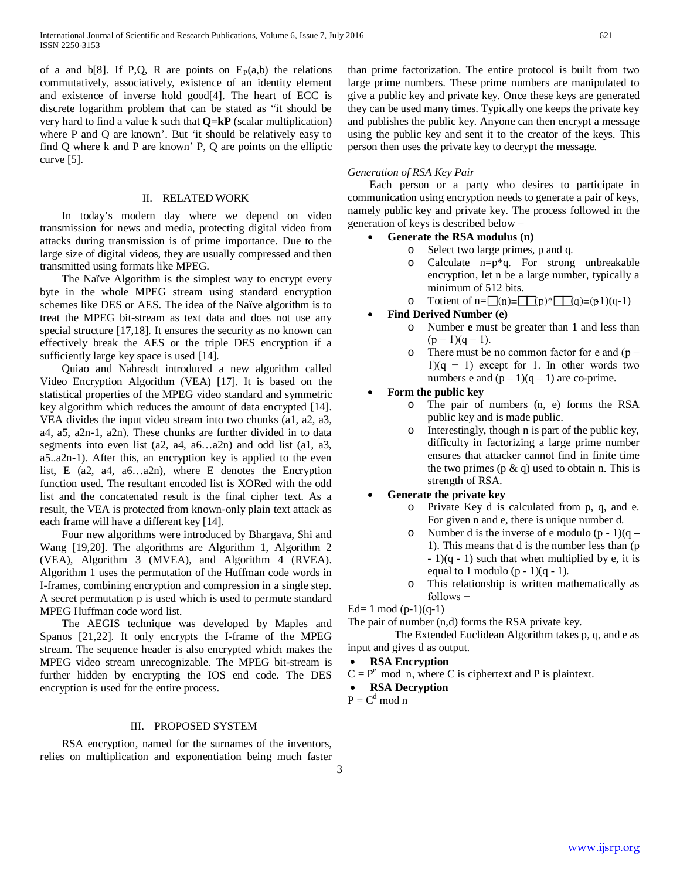of a and b[8]. If P,Q, R are points on $E_P(a,b)$ the relations commutatively, associatively, existence of an identity element and existence of inverse hold good[4]. The heart of ECC is discrete logarithm problem that can be stated as "it should be very hard to find a value k such that **Q=kP** (scalar multiplication) where P and Q are known'. But 'it should be relatively easy to find Q where k and P are known' P, Q are points on the elliptic curve [5].

## II. RELATED WORK

In today's modern day where we depend on video transmission for news and media, protecting digital video from attacks during transmission is of prime importance. Due to the large size of digital videos, they are usually compressed and then transmitted using formats like MPEG.

The Naïve Algorithm is the simplest way to encrypt every byte in the whole MPEG stream using standard encryption schemes like DES or AES. The idea of the Naïve algorithm is to treat the MPEG bit-stream as text data and does not use any special structure [17,18]. It ensures the security as no known can effectively break the AES or the triple DES encryption if a sufficiently large key space is used [14].

Quiao and Nahresdt introduced a new algorithm called Video Encryption Algorithm (VEA) [17]. It is based on the statistical properties of the MPEG video standard and symmetric key algorithm which reduces the amount of data encrypted [14]. VEA divides the input video stream into two chunks (a1, a2, a3, a4, a5, a2n-1, a2n). These chunks are further divided in to data segments into even list (a2, a4, a6…a2n) and odd list (a1, a3, a5..a2n-1). After this, an encryption key is applied to the even list, E (a2, a4, a6…a2n), where E denotes the Encryption function used. The resultant encoded list is XORed with the odd list and the concatenated result is the final cipher text. As a result, the VEA is protected from known-only plain text attack as each frame will have a different key [14].

Four new algorithms were introduced by Bhargava, Shi and Wang [19,20]. The algorithms are Algorithm 1, Algorithm 2 (VEA), Algorithm 3 (MVEA), and Algorithm 4 (RVEA). Algorithm 1 uses the permutation of the Huffman code words in I-frames, combining encryption and compression in a single step. A secret permutation p is used which is used to permute standard MPEG Huffman code word list.

The AEGIS technique was developed by Maples and Spanos [21,22]. It only encrypts the I-frame of the MPEG stream. The sequence header is also encrypted which makes the MPEG video stream unrecognizable. The MPEG bit-stream is further hidden by encrypting the IOS end code. The DES encryption is used for the entire process.

## III. PROPOSED SYSTEM

RSA encryption, named for the surnames of the inventors, relies on multiplication and exponentiation being much faster than prime factorization. The entire protocol is built from two large prime numbers. These prime numbers are manipulated to give a public key and private key. Once these keys are generated they can be used many times. Typically one keeps the private key and publishes the public key. Anyone can then encrypt a message using the public key and sent it to the creator of the keys. This person then uses the private key to decrypt the message.

*Generation of RSA Key Pair*

Each person or a party who desires to participate in communication using encryption needs to generate a pair of keys, namely public key and private key. The process followed in the generation of keys is described below −

- **Generate the RSA modulus (n)**
  - Select two large primes, p and q.
  - Calculate n=p*q. For strong unbreakable encryption, let n be a large number, typically a minimum of 512 bits.
  - Totient of n=□(n)=□□(p)*□□(q)=(p-1)(q-1)
- **Find Derived Number (e)**
  - Number **e** must be greater than 1 and less than (p − 1)(q − 1).
  - There must be no common factor for e and (p − 1)(q − 1) except for 1. In other words two numbers e and (p – 1)(q – 1) are co-prime.
- **Form the public key**
  - The pair of numbers (n, e) forms the RSA public key and is made public.
  - Interestingly, though n is part of the public key, difficulty in factorizing a large prime number ensures that attacker cannot find in finite time the two primes (p & q) used to obtain n. This is strength of RSA.
- **Generate the private key**
  - Private Key d is calculated from p, q, and e. For given n and e, there is unique number d.
  - Number d is the inverse of e modulo (p - 1)(q – 1). This means that d is the number less than (p - 1)(q - 1) such that when multiplied by e, it is equal to 1 modulo (p - 1)(q - 1).
  - This relationship is written mathematically as follows −

Ed= 1 mod (p-1)(q-1)

The pair of number (n,d) forms the RSA private key.

The Extended Euclidean Algorithm takes p, q, and e as input and gives d as output.

- **RSA Encryption**

$C = P^e \bmod n$, where C is ciphertext and P is plaintext.

- **RSA Decryption**

$P = C^d \bmod n$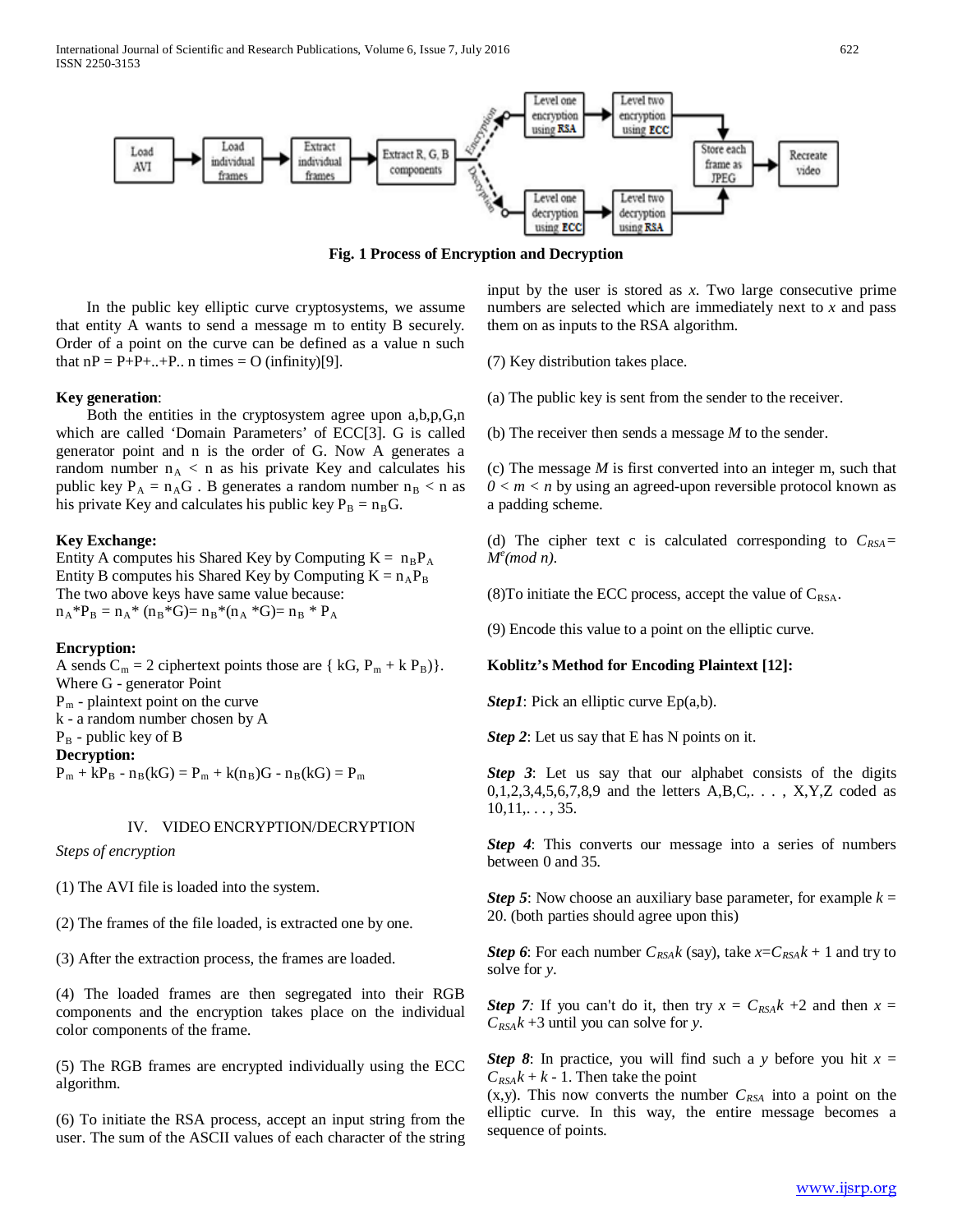**Fig. 1 Process of Encryption and Decryption**

In the public key elliptic curve cryptosystems, we assume that entity A wants to send a message m to entity B securely. Order of a point on the curve can be defined as a value n such that nP = P+P+..+P.. n times = O (infinity)[9].

**Key generation**:

Both the entities in the cryptosystem agree upon a,b,p,G,n which are called 'Domain Parameters' of ECC[3]. G is called generator point and n is the order of G. Now A generates a random number $n_A < n$ as his private Key and calculates his public key $P_A = n_A G$ . B generates a random number $n_B < n$ as his private Key and calculates his public key $P_B = n_B G$.

**Key Exchange:**

Entity A computes his Shared Key by Computing $K = n_B P_A$
Entity B computes his Shared Key by Computing $K = n_A P_B$
The two above keys have same value because:
$n_A * P_B = n_A * (n_B * G) = n_B * (n_A * G) = n_B * P_A$

**Encryption:**

A sends $C_m$ = 2 ciphertext points those are { kG, $P_m + k P_B$)}.
Where G - generator Point
$P_m$ - plaintext point on the curve
k - a random number chosen by A
$P_B$ - public key of B

**Decryption:**

$P_m + kP_B - n_B(kG) = P_m + k(n_B)G - n_B(kG) = P_m$

## IV. VIDEO ENCRYPTION/DECRYPTION

*Steps of encryption*

(1) The AVI file is loaded into the system.

(2) The frames of the file loaded, is extracted one by one.

(3) After the extraction process, the frames are loaded.

(4) The loaded frames are then segregated into their RGB components and the encryption takes place on the individual color components of the frame.

(5) The RGB frames are encrypted individually using the ECC algorithm.

(6) To initiate the RSA process, accept an input string from the user. The sum of the ASCII values of each character of the string input by the user is stored as *x.* Two large consecutive prime numbers are selected which are immediately next to *x* and pass them on as inputs to the RSA algorithm.

(7) Key distribution takes place.

(a) The public key is sent from the sender to the receiver.

(b) The receiver then sends a message *M* to the sender.

(c) The message *M* is first converted into an integer m, such that $0 < m < n$ by using an agreed-upon reversible protocol known as a padding scheme.

(d) The cipher text c is calculated corresponding to $C_{RSA} = M^e (mod\ n)$.

(8)To initiate the ECC process, accept the value of $C_{RSA}$.

(9) Encode this value to a point on the elliptic curve.

**Koblitz's Method for Encoding Plaintext [12]:**

***Step1***: Pick an elliptic curve Ep(a,b).

***Step 2***: Let us say that E has N points on it.

***Step 3***: Let us say that our alphabet consists of the digits 0,1,2,3,4,5,6,7,8,9 and the letters A,B,C,. . . , X,Y,Z coded as 10,11,. . . , 35.

***Step 4***: This converts our message into a series of numbers between 0 and 35.

***Step 5***: Now choose an auxiliary base parameter, for example *k* = 20. (both parties should agree upon this)

***Step 6***: For each number $C_{RSA}k$ (say), take $x = C_{RSA}k + 1$ and try to solve for *y*.

***Step 7:*** If you can't do it, then try $x = C_{RSA}k + 2$ and then $x = C_{RSA}k + 3$ until you can solve for *y*.

***Step 8***: In practice, you will find such a *y* before you hit $x = C_{RSA}k + k - 1$. Then take the point (x,y). This now converts the number $C_{RSA}$ into a point on the elliptic curve. In this way, the entire message becomes a sequence of points.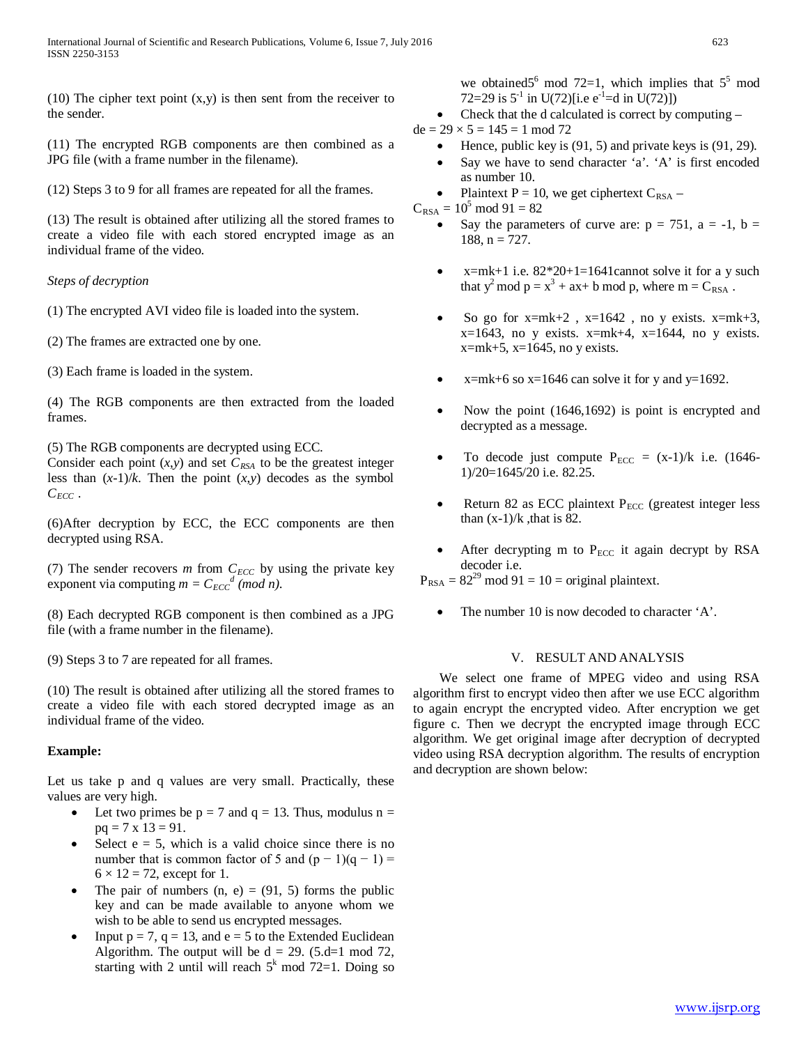(10) The cipher text point (x,y) is then sent from the receiver to the sender.

(11) The encrypted RGB components are then combined as a JPG file (with a frame number in the filename).

(12) Steps 3 to 9 for all frames are repeated for all the frames.

(13) The result is obtained after utilizing all the stored frames to create a video file with each stored encrypted image as an individual frame of the video.

*Steps of decryption*

(1) The encrypted AVI video file is loaded into the system.

(2) The frames are extracted one by one.

(3) Each frame is loaded in the system.

(4) The RGB components are then extracted from the loaded frames.

(5) The RGB components are decrypted using ECC.
Consider each point $(x,y)$ and set $C_{RSA}$ to be the greatest integer less than $(x-1)/k$. Then the point $(x,y)$ decodes as the symbol $C_{ECC}$ .

(6)After decryption by ECC, the ECC components are then decrypted using RSA.

(7) The sender recovers $m$ from $C_{ECC}$ by using the private key exponent via computing $m = C_{ECC}^{d} \ (mod\ n)$.

(8) Each decrypted RGB component is then combined as a JPG file (with a frame number in the filename).

(9) Steps 3 to 7 are repeated for all frames.

(10) The result is obtained after utilizing all the stored frames to create a video file with each stored decrypted image as an individual frame of the video.

**Example:**

Let us take p and q values are very small. Practically, these values are very high.

- Let two primes be p = 7 and q = 13. Thus, modulus n = pq = 7 x 13 = 91.
- Select e = 5, which is a valid choice since there is no number that is common factor of 5 and $(p - 1)(q - 1) = 6 \times 12 = 72$, except for 1.
- The pair of numbers (n, e) = (91, 5) forms the public key and can be made available to anyone whom we wish to be able to send us encrypted messages.
- Input p = 7, q = 13, and e = 5 to the Extended Euclidean Algorithm. The output will be d = 29. (5.d=1 mod 72, starting with 2 until will reach $5^k$ mod 72=1. Doing so we obtained$5^6$ mod 72=1, which implies that $5^5$ mod 72=29 is $5^{-1}$ in U(72)[i.e $e^{-1}$=d in U(72)])
- Check that the d calculated is correct by computing –

$de = 29 \times 5 = 145 = 1 \bmod 72$

- Hence, public key is (91, 5) and private keys is (91, 29).
- Say we have to send character 'a'. 'A' is first encoded as number 10.
- Plaintext P = 10, we get ciphertext $C_{RSA}$ –

$C_{RSA} = 10^5 \bmod 91 = 82$

- Say the parameters of curve are: p = 751, a = -1, b = 188, n = 727.
- x=mk+1 i.e. 82*20+1=1641cannot solve it for a y such that $y^2 \bmod p = x^3 + ax + b \bmod p$, where m = $C_{RSA}$ .
- So go for x=mk+2 , x=1642 , no y exists. x=mk+3, x=1643, no y exists. x=mk+4, x=1644, no y exists. x=mk+5, x=1645, no y exists.
- x=mk+6 so x=1646 can solve it for y and y=1692.
- Now the point (1646,1692) is point is encrypted and decrypted as a message.
- To decode just compute $P_{ECC}$ = (x-1)/k i.e. (1646-1)/20=1645/20 i.e. 82.25.
- Return 82 as ECC plaintext $P_{ECC}$ (greatest integer less than (x-1)/k ,that is 82.
- After decrypting m to $P_{ECC}$ it again decrypt by RSA decoder i.e.

$P_{RSA} = 82^{29} \bmod 91 = 10$ = original plaintext.

- The number 10 is now decoded to character 'A'.

## V. RESULT AND ANALYSIS

We select one frame of MPEG video and using RSA algorithm first to encrypt video then after we use ECC algorithm to again encrypt the encrypted video. After encryption we get figure c. Then we decrypt the encrypted image through ECC algorithm. We get original image after decryption of decrypted video using RSA decryption algorithm. The results of encryption and decryption are shown below: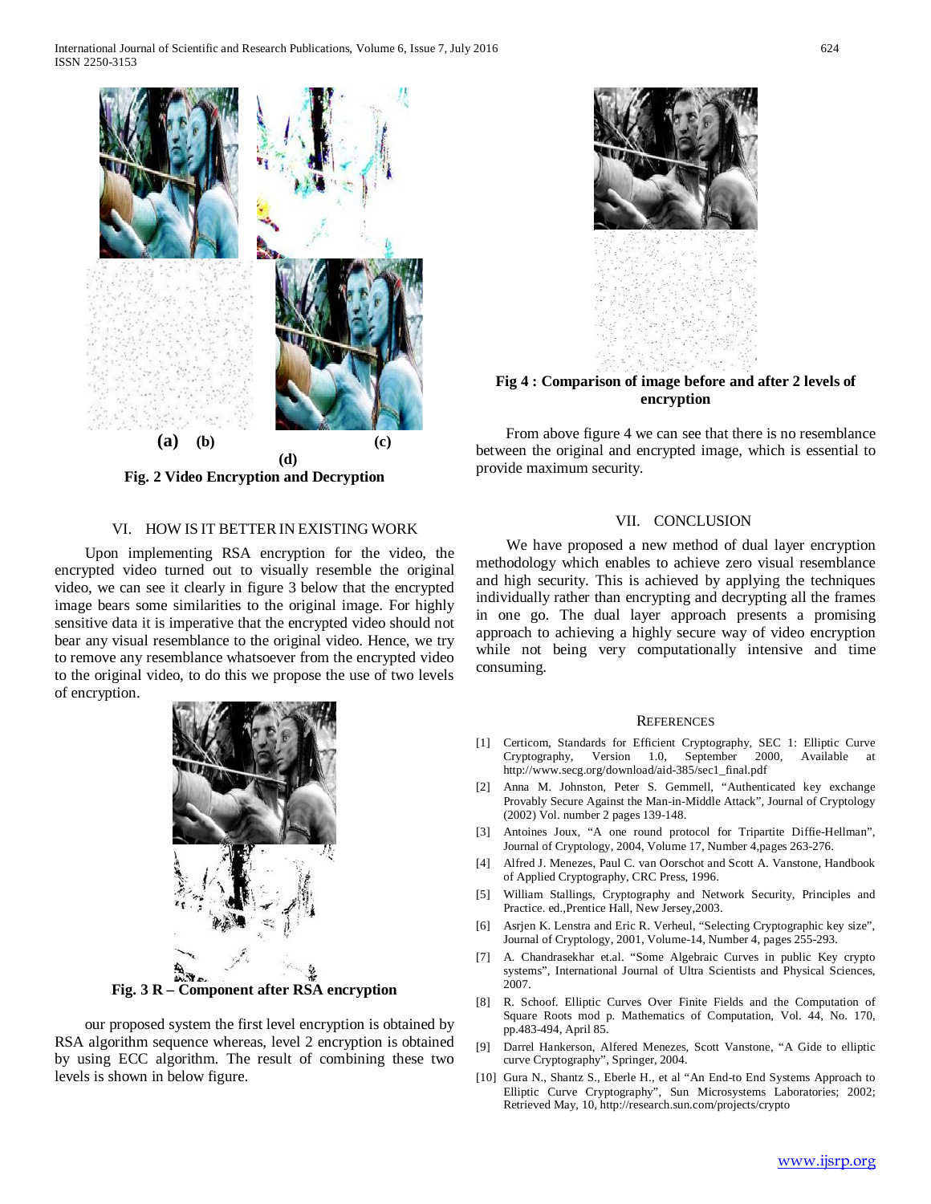(a) (b) (c)

(d)

**Fig. 2 Video Encryption and Decryption**

## VI. HOW IS IT BETTER IN EXISTING WORK

Upon implementing RSA encryption for the video, the encrypted video turned out to visually resemble the original video, we can see it clearly in figure 3 below that the encrypted image bears some similarities to the original image. For highly sensitive data it is imperative that the encrypted video should not bear any visual resemblance to the original video. Hence, we try to remove any resemblance whatsoever from the encrypted video to the original video, to do this we propose the use of two levels of encryption.

**Fig. 3 R – Component after RSA encryption**

our proposed system the first level encryption is obtained by RSA algorithm sequence whereas, level 2 encryption is obtained by using ECC algorithm. The result of combining these two levels is shown in below figure.

**Fig 4 : Comparison of image before and after 2 levels of encryption**

From above figure 4 we can see that there is no resemblance between the original and encrypted image, which is essential to provide maximum security.

## VII. CONCLUSION

We have proposed a new method of dual layer encryption methodology which enables to achieve zero visual resemblance and high security. This is achieved by applying the techniques individually rather than encrypting and decrypting all the frames in one go. The dual layer approach presents a promising approach to achieving a highly secure way of video encryption while not being very computationally intensive and time consuming.

## REFERENCES

[1] Certicom, Standards for Efficient Cryptography, SEC 1: Elliptic Curve Cryptography, Version 1.0, September 2000, Available at http://www.secg.org/download/aid-385/sec1_final.pdf

[2] Anna M. Johnston, Peter S. Gemmell, "Authenticated key exchange Provably Secure Against the Man-in-Middle Attack", Journal of Cryptology (2002) Vol. number 2 pages 139-148.

[3] Antoines Joux, "A one round protocol for Tripartite Diffie-Hellman", Journal of Cryptology, 2004, Volume 17, Number 4,pages 263-276.

[4] Alfred J. Menezes, Paul C. van Oorschot and Scott A. Vanstone, Handbook of Applied Cryptography, CRC Press, 1996.

[5] William Stallings, Cryptography and Network Security, Principles and Practice. ed.,Prentice Hall, New Jersey,2003.

[6] Asrjen K. Lenstra and Eric R. Verheul, "Selecting Cryptographic key size", Journal of Cryptology, 2001, Volume-14, Number 4, pages 255-293.

[7] A. Chandrasekhar et.al. "Some Algebraic Curves in public Key crypto systems", International Journal of Ultra Scientists and Physical Sciences, 2007.

[8] R. Schoof. Elliptic Curves Over Finite Fields and the Computation of Square Roots mod p. Mathematics of Computation, Vol. 44, No. 170, pp.483-494, April 85.

[9] Darrel Hankerson, Alfered Menezes, Scott Vanstone, "A Gide to elliptic curve Cryptography", Springer, 2004.

[10] Gura N., Shantz S., Eberle H., et al "An End-to End Systems Approach to Elliptic Curve Cryptography", Sun Microsystems Laboratories; 2002; Retrieved May, 10, http://research.sun.com/projects/crypto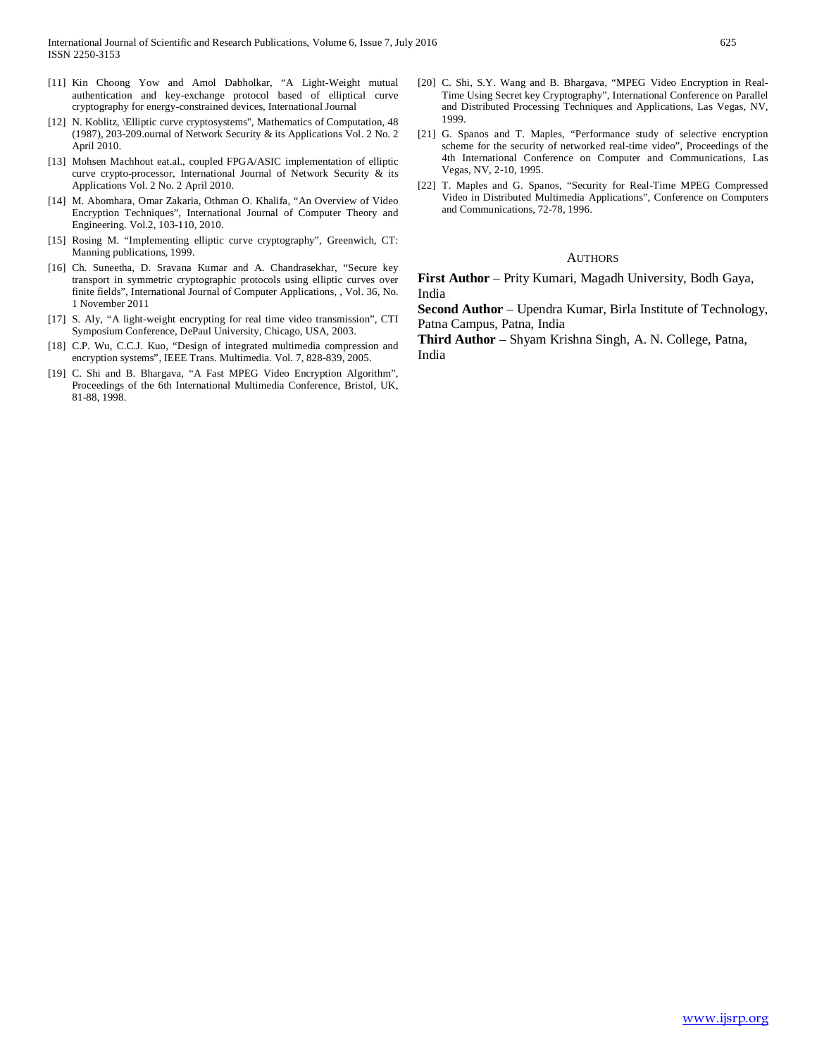[11] Kin Choong Yow and Amol Dabholkar, "A Light-Weight mutual authentication and key-exchange protocol based of elliptical curve cryptography for energy-constrained devices, International Journal

[12] N. Koblitz, \Elliptic curve cryptosystems", Mathematics of Computation, 48 (1987), 203-209.ournal of Network Security & its Applications Vol. 2 No. 2 April 2010.

[13] Mohsen Machhout eat.al., coupled FPGA/ASIC implementation of elliptic curve crypto-processor, International Journal of Network Security & its Applications Vol. 2 No. 2 April 2010.

[14] M. Abomhara, Omar Zakaria, Othman O. Khalifa, "An Overview of Video Encryption Techniques", International Journal of Computer Theory and Engineering. Vol.2, 103-110, 2010.

[15] Rosing M. "Implementing elliptic curve cryptography", Greenwich, CT: Manning publications, 1999.

[16] Ch. Suneetha, D. Sravana Kumar and A. Chandrasekhar, "Secure key transport in symmetric cryptographic protocols using elliptic curves over finite fields", International Journal of Computer Applications, , Vol. 36, No. 1 November 2011

[17] S. Aly, "A light-weight encrypting for real time video transmission", CTI Symposium Conference, DePaul University, Chicago, USA, 2003.

[18] C.P. Wu, C.C.J. Kuo, "Design of integrated multimedia compression and encryption systems", IEEE Trans. Multimedia. Vol. 7, 828-839, 2005.

[19] C. Shi and B. Bhargava, "A Fast MPEG Video Encryption Algorithm", Proceedings of the 6th International Multimedia Conference, Bristol, UK, 81-88, 1998.

[20] C. Shi, S.Y. Wang and B. Bhargava, "MPEG Video Encryption in Real-Time Using Secret key Cryptography", International Conference on Parallel and Distributed Processing Techniques and Applications, Las Vegas, NV, 1999.

[21] G. Spanos and T. Maples, "Performance study of selective encryption scheme for the security of networked real-time video", Proceedings of the 4th International Conference on Computer and Communications, Las Vegas, NV, 2-10, 1995.

[22] T. Maples and G. Spanos, "Security for Real-Time MPEG Compressed Video in Distributed Multimedia Applications", Conference on Computers and Communications, 72-78, 1996.

## Authors

**First Author** – Prity Kumari, Magadh University, Bodh Gaya, India

**Second Author** – Upendra Kumar, Birla Institute of Technology, Patna Campus, Patna, India

**Third Author** – Shyam Krishna Singh, A. N. College, Patna, India